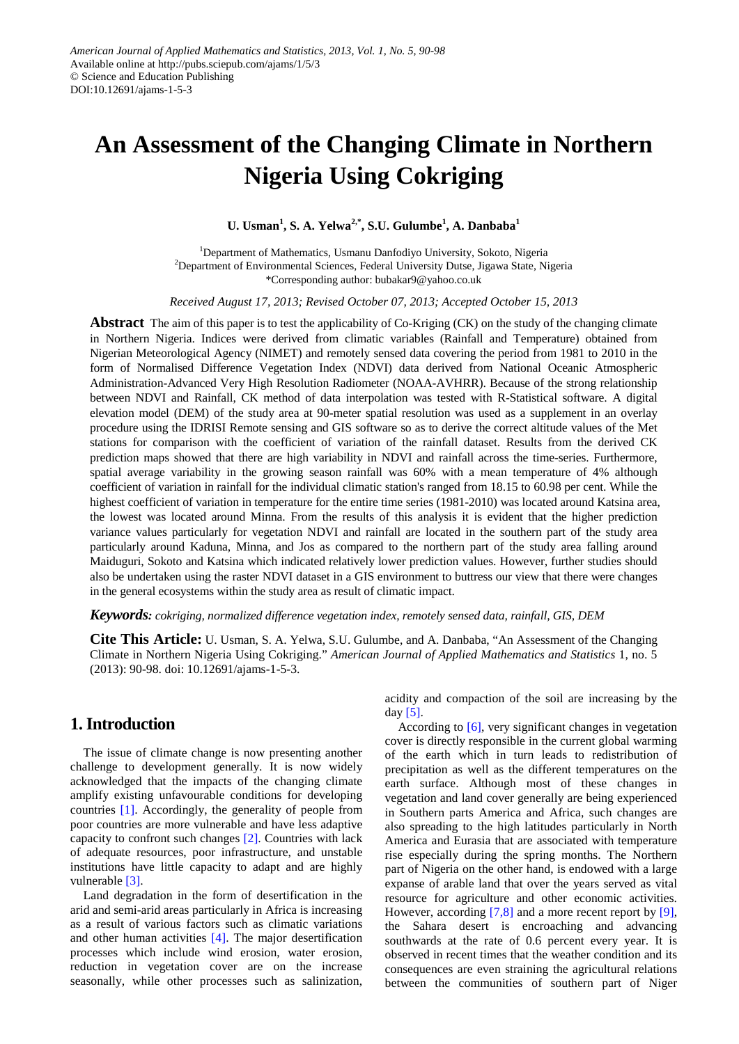American Journal of Applied Mathematics and Statistics, 2013, Vol. 1, No. 5, 90-98
Available online at http://pubs.sciepub.com/ajams/1/5/3
© Science and Education Publishing
DOI:10.12691/ajams-1-5-3

# An Assessment of the Changing Climate in Northern Nigeria Using Cokriging

**U. Usman[1], S. A. Yelwa[2,*], S.U. Gulumbe[1], A. Danbaba[1]**

[1]Department of Mathematics, Usmanu Danfodiyo University, Sokoto, Nigeria
[2]Department of Environmental Sciences, Federal University Dutse, Jigawa State, Nigeria
*Corresponding author: bubakar9@yahoo.co.uk

*Received August 17, 2013; Revised October 07, 2013; Accepted October 15, 2013*

**Abstract** The aim of this paper is to test the applicability of Co-Kriging (CK) on the study of the changing climate in Northern Nigeria. Indices were derived from climatic variables (Rainfall and Temperature) obtained from Nigerian Meteorological Agency (NIMET) and remotely sensed data covering the period from 1981 to 2010 in the form of Normalised Difference Vegetation Index (NDVI) data derived from National Oceanic Atmospheric Administration-Advanced Very High Resolution Radiometer (NOAA-AVHRR). Because of the strong relationship between NDVI and Rainfall, CK method of data interpolation was tested with R-Statistical software. A digital elevation model (DEM) of the study area at 90-meter spatial resolution was used as a supplement in an overlay procedure using the IDRISI Remote sensing and GIS software so as to derive the correct altitude values of the Met stations for comparison with the coefficient of variation of the rainfall dataset. Results from the derived CK prediction maps showed that there are high variability in NDVI and rainfall across the time-series. Furthermore, spatial average variability in the growing season rainfall was 60% with a mean temperature of 4% although coefficient of variation in rainfall for the individual climatic station's ranged from 18.15 to 60.98 per cent. While the highest coefficient of variation in temperature for the entire time series (1981-2010) was located around Katsina area, the lowest was located around Minna. From the results of this analysis it is evident that the higher prediction variance values particularly for vegetation NDVI and rainfall are located in the southern part of the study area particularly around Kaduna, Minna, and Jos as compared to the northern part of the study area falling around Maiduguri, Sokoto and Katsina which indicated relatively lower prediction values. However, further studies should also be undertaken using the raster NDVI dataset in a GIS environment to buttress our view that there were changes in the general ecosystems within the study area as result of climatic impact.

***Keywords:*** *cokriging, normalized difference vegetation index, remotely sensed data, rainfall, GIS, DEM*

**Cite This Article:** U. Usman, S. A. Yelwa, S.U. Gulumbe, and A. Danbaba, "An Assessment of the Changing Climate in Northern Nigeria Using Cokriging." *American Journal of Applied Mathematics and Statistics* 1, no. 5 (2013): 90-98. doi: 10.12691/ajams-1-5-3.

## 1. Introduction

The issue of climate change is now presenting another challenge to development generally. It is now widely acknowledged that the impacts of the changing climate amplify existing unfavourable conditions for developing countries [1]. Accordingly, the generality of people from poor countries are more vulnerable and have less adaptive capacity to confront such changes [2]. Countries with lack of adequate resources, poor infrastructure, and unstable institutions have little capacity to adapt and are highly vulnerable [3].

Land degradation in the form of desertification in the arid and semi-arid areas particularly in Africa is increasing as a result of various factors such as climatic variations and other human activities [4]. The major desertification processes which include wind erosion, water erosion, reduction in vegetation cover are on the increase seasonally, while other processes such as salinization, acidity and compaction of the soil are increasing by the day [5].

According to [6], very significant changes in vegetation cover is directly responsible in the current global warming of the earth which in turn leads to redistribution of precipitation as well as the different temperatures on the earth surface. Although most of these changes in vegetation and land cover generally are being experienced in Southern parts America and Africa, such changes are also spreading to the high latitudes particularly in North America and Eurasia that are associated with temperature rise especially during the spring months. The Northern part of Nigeria on the other hand, is endowed with a large expanse of arable land that over the years served as vital resource for agriculture and other economic activities. However, according [7,8] and a more recent report by [9], the Sahara desert is encroaching and advancing southwards at the rate of 0.6 percent every year. It is observed in recent times that the weather condition and its consequences are even straining the agricultural relations between the communities of southern part of Niger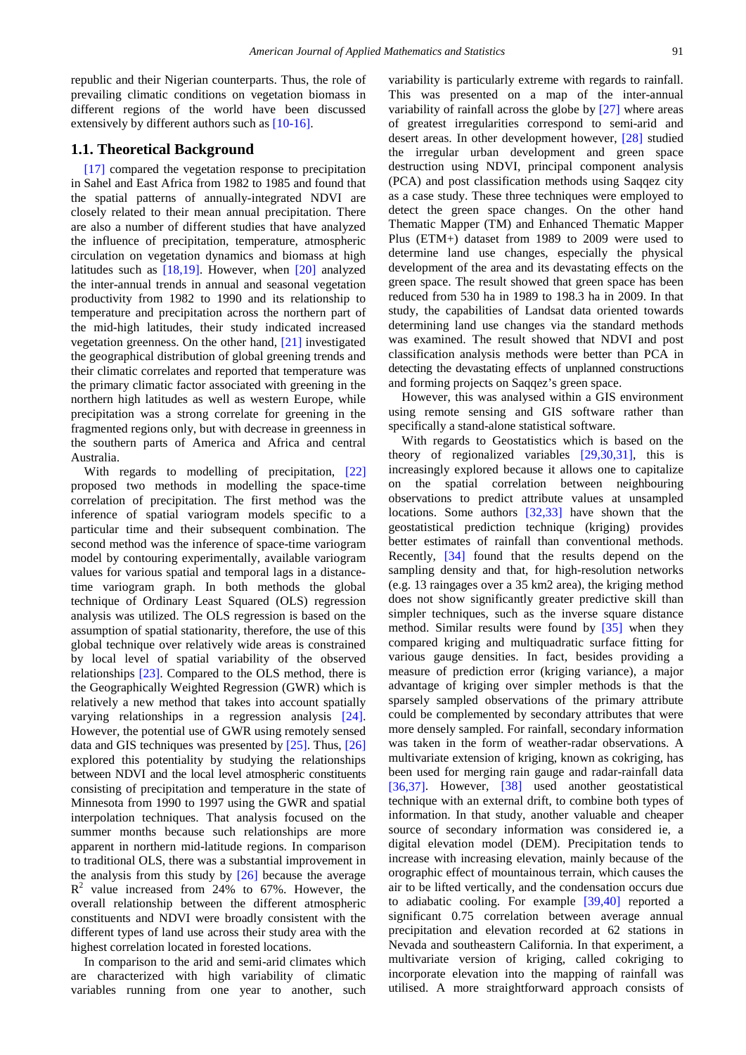republic and their Nigerian counterparts. Thus, the role of prevailing climatic conditions on vegetation biomass in different regions of the world have been discussed extensively by different authors such as [10-16].

## 1.1. Theoretical Background

[17] compared the vegetation response to precipitation in Sahel and East Africa from 1982 to 1985 and found that the spatial patterns of annually-integrated NDVI are closely related to their mean annual precipitation. There are also a number of different studies that have analyzed the influence of precipitation, temperature, atmospheric circulation on vegetation dynamics and biomass at high latitudes such as [18,19]. However, when [20] analyzed the inter-annual trends in annual and seasonal vegetation productivity from 1982 to 1990 and its relationship to temperature and precipitation across the northern part of the mid-high latitudes, their study indicated increased vegetation greenness. On the other hand, [21] investigated the geographical distribution of global greening trends and their climatic correlates and reported that temperature was the primary climatic factor associated with greening in the northern high latitudes as well as western Europe, while precipitation was a strong correlate for greening in the fragmented regions only, but with decrease in greenness in the southern parts of America and Africa and central Australia.

With regards to modelling of precipitation, [22] proposed two methods in modelling the space-time correlation of precipitation. The first method was the inference of spatial variogram models specific to a particular time and their subsequent combination. The second method was the inference of space-time variogram model by contouring experimentally, available variogram values for various spatial and temporal lags in a distance-time variogram graph. In both methods the global technique of Ordinary Least Squared (OLS) regression analysis was utilized. The OLS regression is based on the assumption of spatial stationarity, therefore, the use of this global technique over relatively wide areas is constrained by local level of spatial variability of the observed relationships [23]. Compared to the OLS method, there is the Geographically Weighted Regression (GWR) which is relatively a new method that takes into account spatially varying relationships in a regression analysis [24]. However, the potential use of GWR using remotely sensed data and GIS techniques was presented by [25]. Thus, [26] explored this potentiality by studying the relationships between NDVI and the local level atmospheric constituents consisting of precipitation and temperature in the state of Minnesota from 1990 to 1997 using the GWR and spatial interpolation techniques. That analysis focused on the summer months because such relationships are more apparent in northern mid-latitude regions. In comparison to traditional OLS, there was a substantial improvement in the analysis from this study by [26] because the average $R^2$ value increased from 24% to 67%. However, the overall relationship between the different atmospheric constituents and NDVI were broadly consistent with the different types of land use across their study area with the highest correlation located in forested locations.

In comparison to the arid and semi-arid climates which are characterized with high variability of climatic variables running from one year to another, such variability is particularly extreme with regards to rainfall. This was presented on a map of the inter-annual variability of rainfall across the globe by [27] where areas of greatest irregularities correspond to semi-arid and desert areas. In other development however, [28] studied the irregular urban development and green space destruction using NDVI, principal component analysis (PCA) and post classification methods using Saqqez city as a case study. These three techniques were employed to detect the green space changes. On the other hand Thematic Mapper (TM) and Enhanced Thematic Mapper Plus (ETM+) dataset from 1989 to 2009 were used to determine land use changes, especially the physical development of the area and its devastating effects on the green space. The result showed that green space has been reduced from 530 ha in 1989 to 198.3 ha in 2009. In that study, the capabilities of Landsat data oriented towards determining land use changes via the standard methods was examined. The result showed that NDVI and post classification analysis methods were better than PCA in detecting the devastating effects of unplanned constructions and forming projects on Saqqez's green space.

However, this was analysed within a GIS environment using remote sensing and GIS software rather than specifically a stand-alone statistical software.

With regards to Geostatistics which is based on the theory of regionalized variables [29,30,31], this is increasingly explored because it allows one to capitalize on the spatial correlation between neighbouring observations to predict attribute values at unsampled locations. Some authors [32,33] have shown that the geostatistical prediction technique (kriging) provides better estimates of rainfall than conventional methods. Recently, [34] found that the results depend on the sampling density and that, for high-resolution networks (e.g. 13 raingages over a 35 km2 area), the kriging method does not show significantly greater predictive skill than simpler techniques, such as the inverse square distance method. Similar results were found by [35] when they compared kriging and multiquadratic surface fitting for various gauge densities. In fact, besides providing a measure of prediction error (kriging variance), a major advantage of kriging over simpler methods is that the sparsely sampled observations of the primary attribute could be complemented by secondary attributes that were more densely sampled. For rainfall, secondary information was taken in the form of weather-radar observations. A multivariate extension of kriging, known as cokriging, has been used for merging rain gauge and radar-rainfall data [36,37]. However, [38] used another geostatistical technique with an external drift, to combine both types of information. In that study, another valuable and cheaper source of secondary information was considered ie, a digital elevation model (DEM). Precipitation tends to increase with increasing elevation, mainly because of the orographic effect of mountainous terrain, which causes the air to be lifted vertically, and the condensation occurs due to adiabatic cooling. For example [39,40] reported a significant 0.75 correlation between average annual precipitation and elevation recorded at 62 stations in Nevada and southeastern California. In that experiment, a multivariate version of kriging, called cokriging to incorporate elevation into the mapping of rainfall was utilised. A more straightforward approach consists of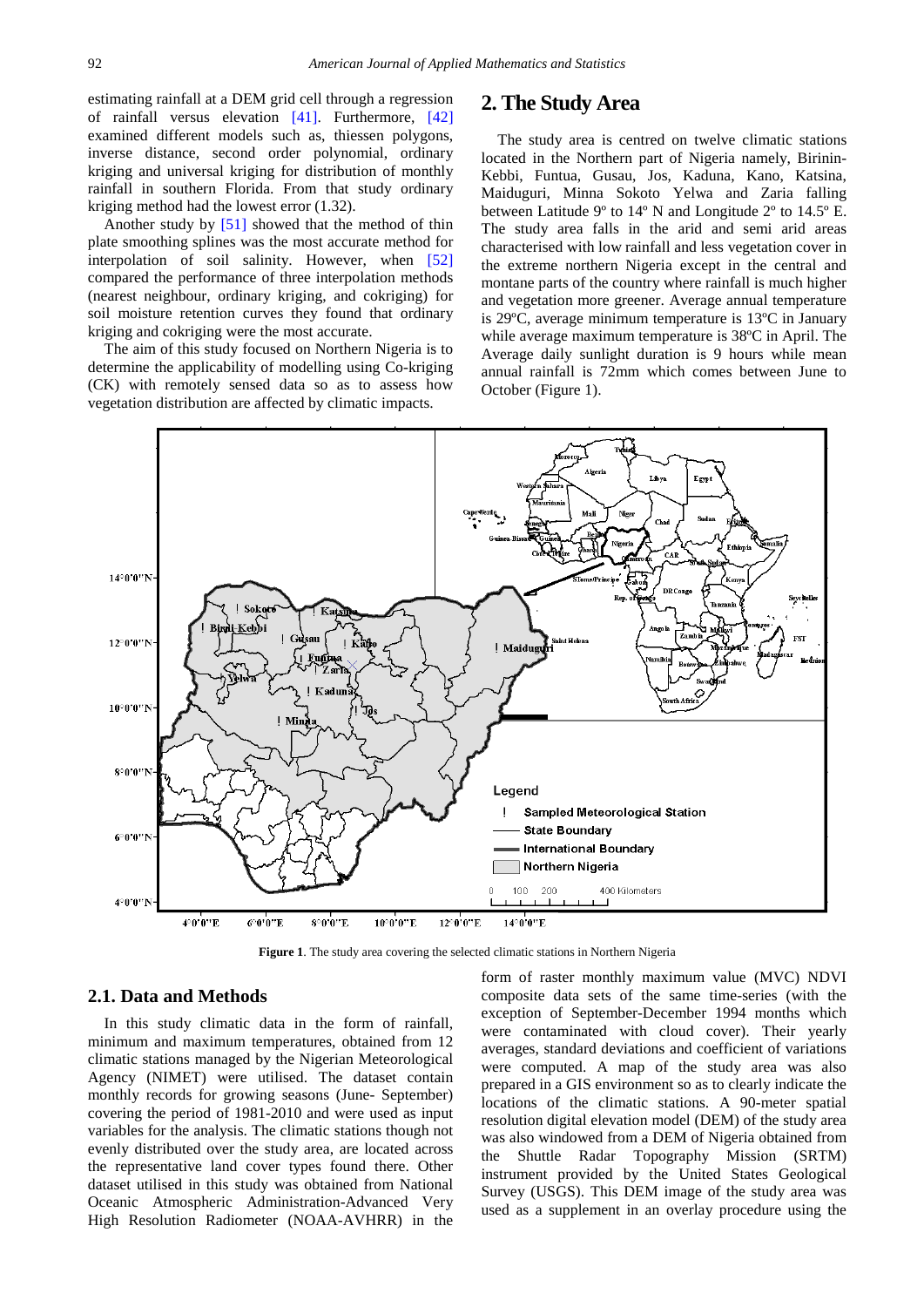estimating rainfall at a DEM grid cell through a regression of rainfall versus elevation [41]. Furthermore, [42] examined different models such as, thiessen polygons, inverse distance, second order polynomial, ordinary kriging and universal kriging for distribution of monthly rainfall in southern Florida. From that study ordinary kriging method had the lowest error (1.32).

Another study by [51] showed that the method of thin plate smoothing splines was the most accurate method for interpolation of soil salinity. However, when [52] compared the performance of three interpolation methods (nearest neighbour, ordinary kriging, and cokriging) for soil moisture retention curves they found that ordinary kriging and cokriging were the most accurate.

The aim of this study focused on Northern Nigeria is to determine the applicability of modelling using Co-kriging (CK) with remotely sensed data so as to assess how vegetation distribution are affected by climatic impacts.

## 2. The Study Area

The study area is centred on twelve climatic stations located in the Northern part of Nigeria namely, Birinin-Kebbi, Funtua, Gusau, Jos, Kaduna, Kano, Katsina, Maiduguri, Minna Sokoto Yelwa and Zaria falling between Latitude 9º to 14º N and Longitude 2º to 14.5º E. The study area falls in the arid and semi arid areas characterised with low rainfall and less vegetation cover in the extreme northern Nigeria except in the central and montane parts of the country where rainfall is much higher and vegetation more greener. Average annual temperature is 29ºC, average minimum temperature is 13ºC in January while average maximum temperature is 38ºC in April. The Average daily sunlight duration is 9 hours while mean annual rainfall is 72mm which comes between June to October (Figure 1).

**Figure 1**. The study area covering the selected climatic stations in Northern Nigeria

### 2.1. Data and Methods

In this study climatic data in the form of rainfall, minimum and maximum temperatures, obtained from 12 climatic stations managed by the Nigerian Meteorological Agency (NIMET) were utilised. The dataset contain monthly records for growing seasons (June- September) covering the period of 1981-2010 and were used as input variables for the analysis. The climatic stations though not evenly distributed over the study area, are located across the representative land cover types found there. Other dataset utilised in this study was obtained from National Oceanic Atmospheric Administration-Advanced Very High Resolution Radiometer (NOAA-AVHRR) in the form of raster monthly maximum value (MVC) NDVI composite data sets of the same time-series (with the exception of September-December 1994 months which were contaminated with cloud cover). Their yearly averages, standard deviations and coefficient of variations were computed. A map of the study area was also prepared in a GIS environment so as to clearly indicate the locations of the climatic stations. A 90-meter spatial resolution digital elevation model (DEM) of the study area was also windowed from a DEM of Nigeria obtained from the Shuttle Radar Topography Mission (SRTM) instrument provided by the United States Geological Survey (USGS). This DEM image of the study area was used as a supplement in an overlay procedure using the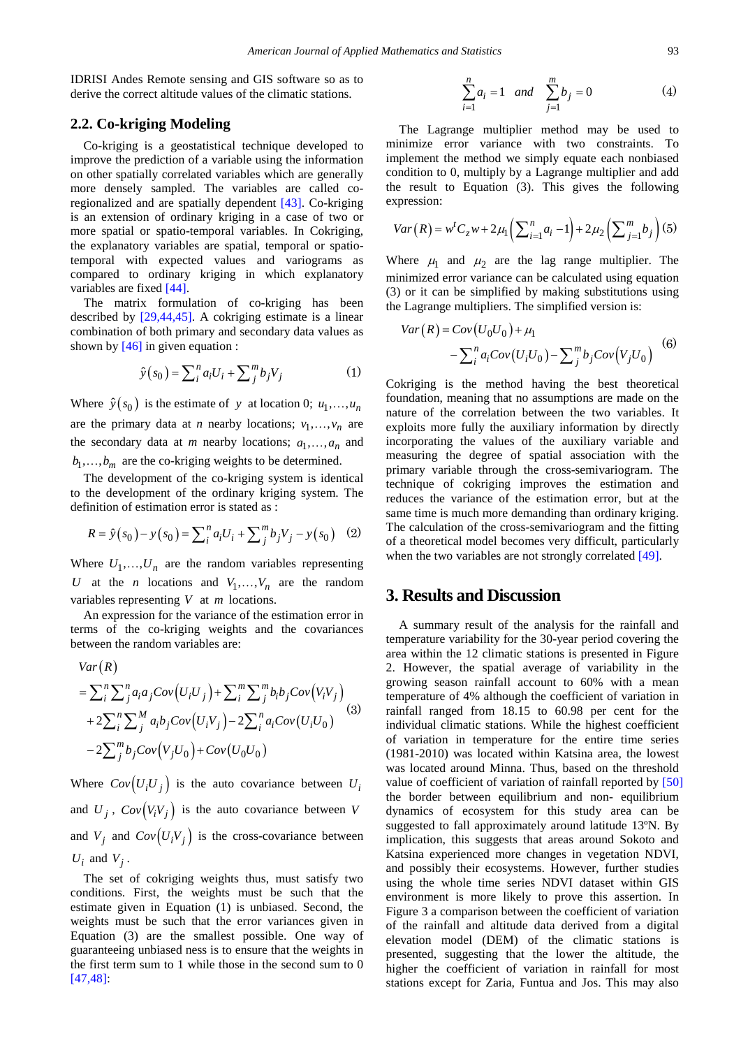IDRISI Andes Remote sensing and GIS software so as to derive the correct altitude values of the climatic stations.

## 2.2. Co-kriging Modeling

Co-kriging is a geostatistical technique developed to improve the prediction of a variable using the information on other spatially correlated variables which are generally more densely sampled. The variables are called co-regionalized and are spatially dependent [43]. Co-kriging is an extension of ordinary kriging in a case of two or more spatial or spatio-temporal variables. In Cokriging, the explanatory variables are spatial, temporal or spatio-temporal with expected values and variograms as compared to ordinary kriging in which explanatory variables are fixed [44].

The matrix formulation of co-kriging has been described by [29,44,45]. A cokriging estimate is a linear combination of both primary and secondary data values as shown by [46] in given equation :

$$\hat{y}(s_0) = \sum_i^n a_i U_i + \sum_j^m b_j V_j \tag{1}$$

Where $\hat{y}(s_0)$ is the estimate of $y$ at location 0; $u_1,\ldots,u_n$ are the primary data at $n$ nearby locations; $v_1,\ldots,v_n$ are the secondary data at $m$ nearby locations; $a_1,\ldots,a_n$ and $b_1,\ldots,b_m$ are the co-kriging weights to be determined.

The development of the co-kriging system is identical to the development of the ordinary kriging system. The definition of estimation error is stated as :

$$R = \hat{y}(s_0) - y(s_0) = \sum_i^n a_i U_i + \sum_j^m b_j V_j - y(s_0) \tag{2}$$

Where $U_1,\ldots,U_n$ are the random variables representing $U$ at the $n$ locations and $V_1,\ldots,V_n$ are the random variables representing $V$ at $m$ locations.

An expression for the variance of the estimation error in terms of the co-kriging weights and the covariances between the random variables are:

$$\begin{aligned} &Var(R) \\ &= \sum_i^n \sum_j^n a_i a_j Cov(U_i U_j) + \sum_i^m \sum_j^m b_i b_j Cov(V_i V_j) \\ &+ 2\sum_i^n \sum_j^M a_i b_j Cov(U_i V_j) - 2\sum_i^n a_i Cov(U_i U_0) \\ &- 2\sum_j^m b_j Cov(V_j U_0) + Cov(U_0 U_0) \end{aligned} \tag{3}$$

Where $Cov(U_i U_j)$ is the auto covariance between $U_i$ and $U_j$, $Cov(V_i V_j)$ is the auto covariance between $V$ and $V_j$ and $Cov(U_i V_j)$ is the cross-covariance between $U_i$ and $V_j$.

The set of cokriging weights thus, must satisfy two conditions. First, the weights must be such that the estimate given in Equation (1) is unbiased. Second, the weights must be such that the error variances given in Equation (3) are the smallest possible. One way of guaranteeing unbiased ness is to ensure that the weights in the first term sum to 1 while those in the second sum to 0 [47,48]:

$$\sum_{i=1}^n a_i = 1 \quad and \quad \sum_{j=1}^m b_j = 0 \tag{4}$$

The Lagrange multiplier method may be used to minimize error variance with two constraints. To implement the method we simply equate each nonbiased condition to 0, multiply by a Lagrange multiplier and add the result to Equation (3). This gives the following expression:

$$Var(R) = w^t C_z w + 2\mu_1\left(\sum_{i=1}^n a_i - 1\right) + 2\mu_2\left(\sum_{j=1}^m b_j\right) \tag{5}$$

Where $\mu_1$ and $\mu_2$ are the lag range multiplier. The minimized error variance can be calculated using equation (3) or it can be simplified by making substitutions using the Lagrange multipliers. The simplified version is:

$$\begin{aligned} Var(R) = &Cov(U_0 U_0) + \mu_1 \\ &- \sum_i^n a_i Cov(U_i U_0) - \sum_j^m b_j Cov(V_j U_0) \end{aligned} \tag{6}$$

Cokriging is the method having the best theoretical foundation, meaning that no assumptions are made on the nature of the correlation between the two variables. It exploits more fully the auxiliary information by directly incorporating the values of the auxiliary variable and measuring the degree of spatial association with the primary variable through the cross-semivariogram. The technique of cokriging improves the estimation and reduces the variance of the estimation error, but at the same time is much more demanding than ordinary kriging. The calculation of the cross-semivariogram and the fitting of a theoretical model becomes very difficult, particularly when the two variables are not strongly correlated [49].

# 3. Results and Discussion

A summary result of the analysis for the rainfall and temperature variability for the 30-year period covering the area within the 12 climatic stations is presented in Figure 2. However, the spatial average of variability in the growing season rainfall account to 60% with a mean temperature of 4% although the coefficient of variation in rainfall ranged from 18.15 to 60.98 per cent for the individual climatic stations. While the highest coefficient of variation in temperature for the entire time series (1981-2010) was located within Katsina area, the lowest was located around Minna. Thus, based on the threshold value of coefficient of variation of rainfall reported by [50] the border between equilibrium and non- equilibrium dynamics of ecosystem for this study area can be suggested to fall approximately around latitude 13ºN. By implication, this suggests that areas around Sokoto and Katsina experienced more changes in vegetation NDVI, and possibly their ecosystems. However, further studies using the whole time series NDVI dataset within GIS environment is more likely to prove this assertion. In Figure 3 a comparison between the coefficient of variation of the rainfall and altitude data derived from a digital elevation model (DEM) of the climatic stations is presented, suggesting that the lower the altitude, the higher the coefficient of variation in rainfall for most stations except for Zaria, Funtua and Jos. This may also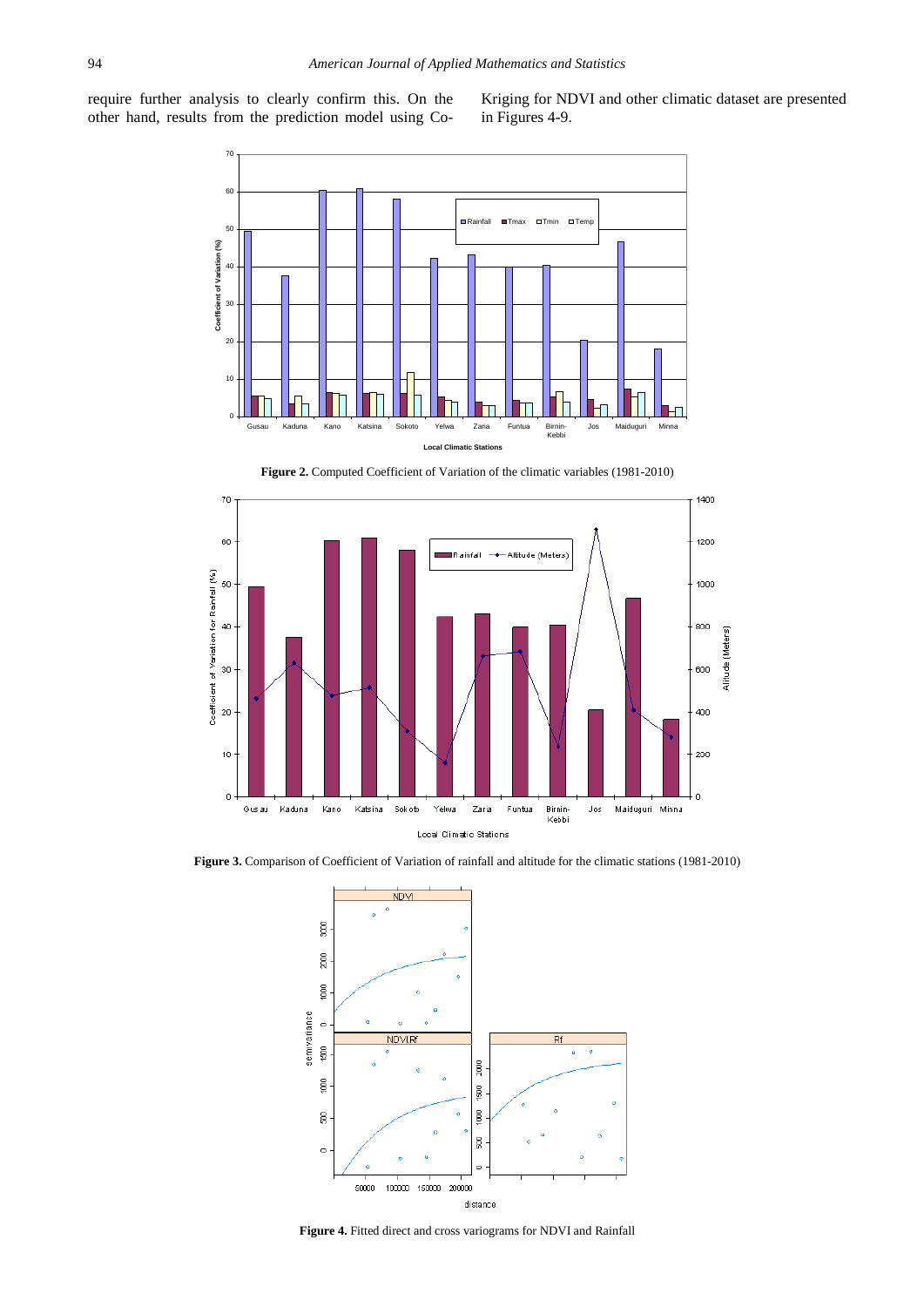require further analysis to clearly confirm this. On the other hand, results from the prediction model using Co-Kriging for NDVI and other climatic dataset are presented in Figures 4-9.

**Figure 2.** Computed Coefficient of Variation of the climatic variables (1981-2010)

**Figure 3.** Comparison of Coefficient of Variation of rainfall and altitude for the climatic stations (1981-2010)

**Figure 4.** Fitted direct and cross variograms for NDVI and Rainfall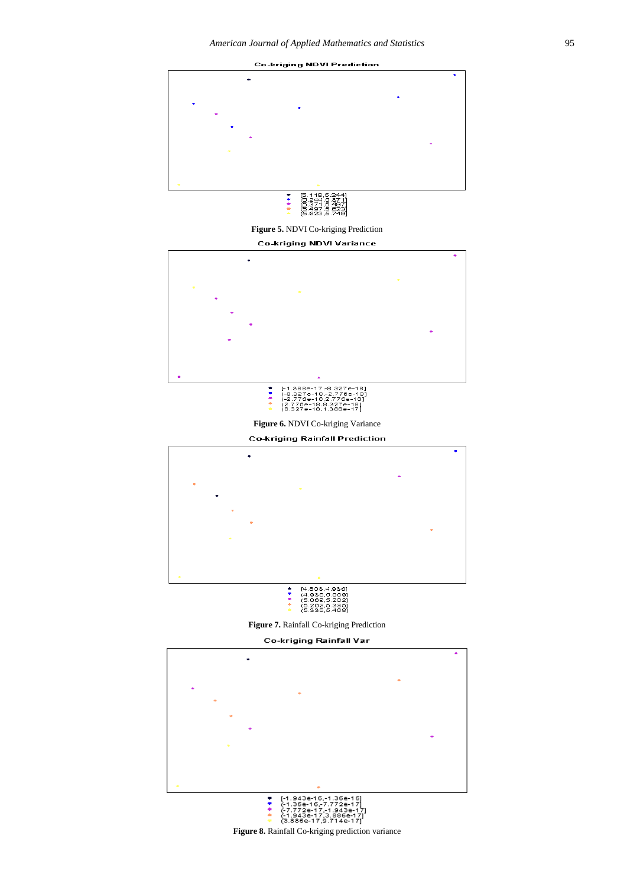Co-kriging NDVI Prediction

[5.118,5.244]
(5.244,5.371]
(5.371,5.497]
(5.497,5.623]
(5.623,5.749]

**Figure 5.** NDVI Co-kriging Prediction

Co-kriging NDVI Variance

[-1.388e-17,-8.327e-18]
(-8.327e-18,-2.776e-18]
(-2.776e-18,2.776e-18]
(2.776e-18,8.327e-18]
(8.327e-18,1.388e-17]

**Figure 6.** NDVI Co-kriging Variance

Co-kriging Rainfall Prediction

[4.803,4.936]
(4.936,5.069]
(5.069,5.202]
(5.202,5.335]
(5.335,5.468]

**Figure 7.** Rainfall Co-kriging Prediction

Co-kriging Rainfall Var

[-1.943e-16,-1.36e-16]
(-1.36e-16,-7.772e-17]
(-7.772e-17,-1.943e-17]
(-1.943e-17,3.886e-17]
(3.886e-17,9.714e-17]

**Figure 8.** Rainfall Co-kriging prediction variance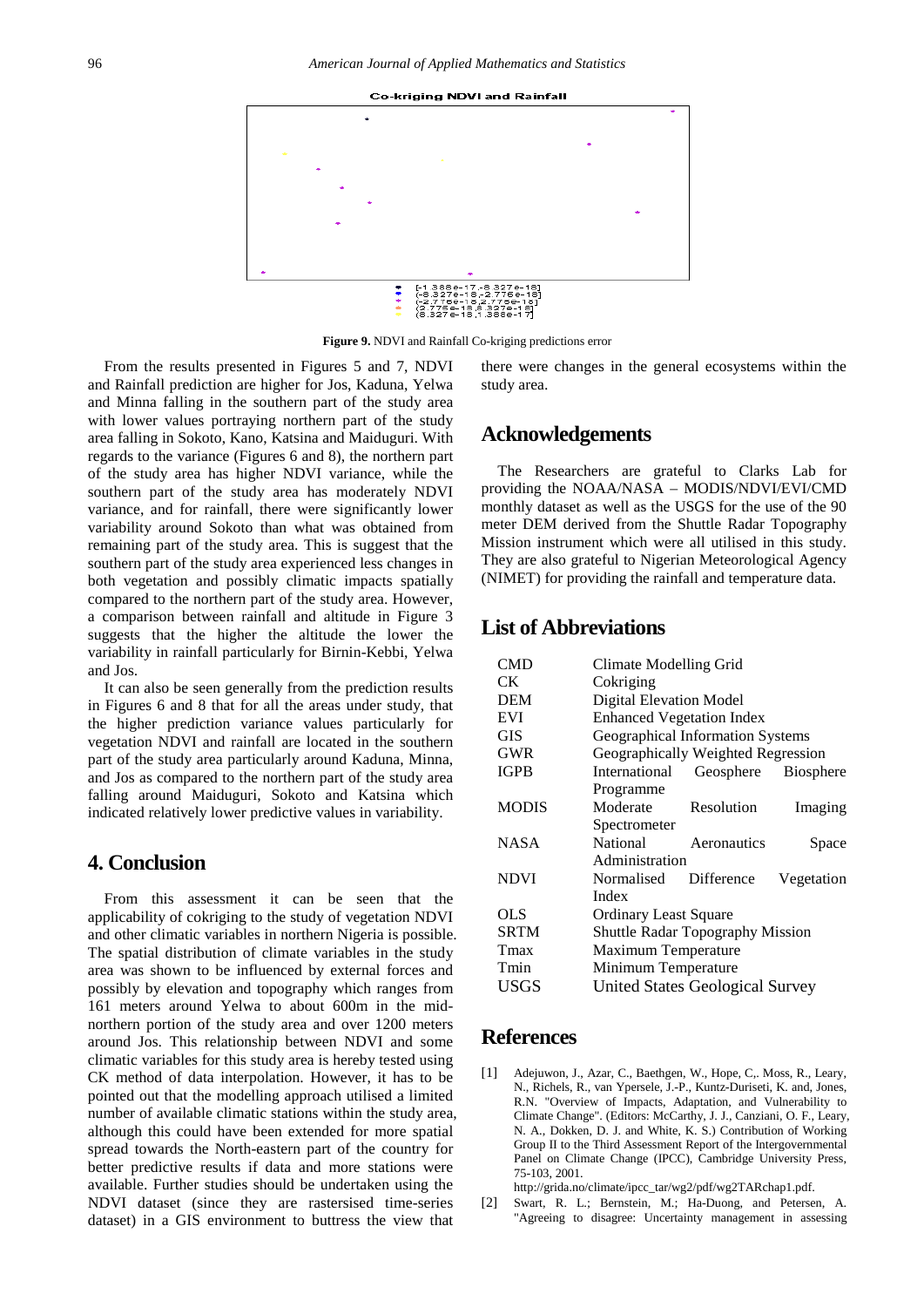**Co-kriging NDVI and Rainfall**

[-1.388e-17,-8.327e-18]
(-8.327e-18,-2.776e-18]
(-2.776e-18,2.776e-18]
(2.776e-18,8.327e-18]
(8.327e-18,1.388e-17]

**Figure 9.** NDVI and Rainfall Co-kriging predictions error

From the results presented in Figures 5 and 7, NDVI and Rainfall prediction are higher for Jos, Kaduna, Yelwa and Minna falling in the southern part of the study area with lower values portraying northern part of the study area falling in Sokoto, Kano, Katsina and Maiduguri. With regards to the variance (Figures 6 and 8), the northern part of the study area has higher NDVI variance, while the southern part of the study area has moderately NDVI variance, and for rainfall, there were significantly lower variability around Sokoto than what was obtained from remaining part of the study area. This is suggest that the southern part of the study area experienced less changes in both vegetation and possibly climatic impacts spatially compared to the northern part of the study area. However, a comparison between rainfall and altitude in Figure 3 suggests that the higher the altitude the lower the variability in rainfall particularly for Birnin-Kebbi, Yelwa and Jos.

It can also be seen generally from the prediction results in Figures 6 and 8 that for all the areas under study, that the higher prediction variance values particularly for vegetation NDVI and rainfall are located in the southern part of the study area particularly around Kaduna, Minna, and Jos as compared to the northern part of the study area falling around Maiduguri, Sokoto and Katsina which indicated relatively lower predictive values in variability.

## 4. Conclusion

From this assessment it can be seen that the applicability of cokriging to the study of vegetation NDVI and other climatic variables in northern Nigeria is possible. The spatial distribution of climate variables in the study area was shown to be influenced by external forces and possibly by elevation and topography which ranges from 161 meters around Yelwa to about 600m in the mid-northern portion of the study area and over 1200 meters around Jos. This relationship between NDVI and some climatic variables for this study area is hereby tested using CK method of data interpolation. However, it has to be pointed out that the modelling approach utilised a limited number of available climatic stations within the study area, although this could have been extended for more spatial spread towards the North-eastern part of the country for better predictive results if data and more stations were available. Further studies should be undertaken using the NDVI dataset (since they are rastersised time-series dataset) in a GIS environment to buttress the view that there were changes in the general ecosystems within the study area.

## Acknowledgements

The Researchers are grateful to Clarks Lab for providing the NOAA/NASA – MODIS/NDVI/EVI/CMD monthly dataset as well as the USGS for the use of the 90 meter DEM derived from the Shuttle Radar Topography Mission instrument which were all utilised in this study. They are also grateful to Nigerian Meteorological Agency (NIMET) for providing the rainfall and temperature data.

## List of Abbreviations

| | |
|---|---|
| CMD | Climate Modelling Grid |
| CK | Cokriging |
| DEM | Digital Elevation Model |
| EVI | Enhanced Vegetation Index |
| GIS | Geographical Information Systems |
| GWR | Geographically Weighted Regression |
| IGPB | International Geosphere Biosphere Programme |
| MODIS | Moderate Resolution Imaging Spectrometer |
| NASA | National Aeronautics Space Administration |
| NDVI | Normalised Difference Vegetation Index |
| OLS | Ordinary Least Square |
| SRTM | Shuttle Radar Topography Mission |
| Tmax | Maximum Temperature |
| Tmin | Minimum Temperature |
| USGS | United States Geological Survey |

## References

[1] Adejuwon, J., Azar, C., Baethgen, W., Hope, C,. Moss, R., Leary, N., Richels, R., van Ypersele, J.-P., Kuntz-Duriseti, K. and, Jones, R.N. "Overview of Impacts, Adaptation, and Vulnerability to Climate Change". (Editors: McCarthy, J. J., Canziani, O. F., Leary, N. A., Dokken, D. J. and White, K. S.) Contribution of Working Group II to the Third Assessment Report of the Intergovernmental Panel on Climate Change (IPCC), Cambridge University Press, 75-103, 2001. http://grida.no/climate/ipcc_tar/wg2/pdf/wg2TARchap1.pdf.

[2] Swart, R. L.; Bernstein, M.; Ha-Duong, and Petersen, A. "Agreeing to disagree: Uncertainty management in assessing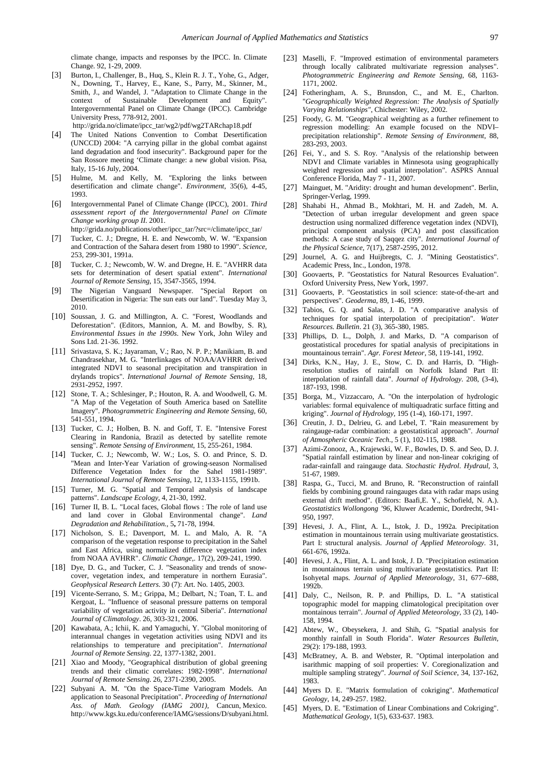climate change, impacts and responses by the IPCC. In. Climate Change. 92, 1-29, 2009.

[3] Burton, I., Challenger, B., Huq, S., Klein R. J. T., Yohe, G., Adger, N., Downing, T., Harvey, E., Kane, S., Parry, M., Skinner, M., Smith, J., and Wandel, J. "Adaptation to Climate Change in the context of Sustainable Development and Equity". Intergovernmental Panel on Climate Change (IPCC). Cambridge University Press, 778-912, 2001. http://grida.no/climate/ipcc_tar/wg2/pdf/wg2TARchap18.pdf

[4] The United Nations Convention to Combat Desertification (UNCCD) 2004: "A carrying pillar in the global combat against land degradation and food insecurity". Background paper for the San Rossore meeting 'Climate change: a new global vision. Pisa, Italy, 15-16 July, 2004.

[5] Hulme, M. and Kelly, M. "Exploring the links between desertification and climate change". *Environment*, 35(6), 4-45, 1993.

[6] Intergovernmental Panel of Climate Change (IPCC), 2001. *Third assessment report of the Intergovernmental Panel on Climate Change working group II.* 2001. http://grida.no/publications/other/ipcc_tar/?src=/climate/ipcc_tar/

[7] Tucker, C. J.; Dregne, H. E. and Newcomb, W. W. "Expansion and Contraction of the Sahara desert from 1980 to 1990". *Science*, 253, 299-301, 1991a.

[8] Tucker, C. J.; Newcomb, W. W. and Dregne, H. E. "AVHRR data sets for determination of desert spatial extent". *International Journal of Remote Sensing*, 15, 3547-3565, 1994.

[9] The Nigerian Vanguard Newspaper. "Special Report on Desertification in Nigeria: The sun eats our land". Tuesday May 3, 2010.

[10] Soussan, J. G. and Millington, A. C. "Forest, Woodlands and Deforestation". (Editors, Mannion, A. M. and Bowlby, S. R), *Environmental Issues in the 1990s*. New York, John Wiley and Sons Ltd. 21-36. 1992.

[11] Srivastava, S. K.; Jayaraman, V.; Rao, N. P. P.; Manikiam, B. and Chandrasekhar, M. G. "Interlinkages of NOAA/AVHRR derived integrated NDVI to seasonal precipitation and transpiration in drylands tropics". *International Journal of Remote Sensing*, 18, 2931-2952, 1997.

[12] Stone, T. A.; Schlesinger, P.; Houton, R. A. and Woodwell, G. M. "A Map of the Vegetation of South America based on Satellite Imagery". *Photogrammetric Engineering and Remote Sensing*, 60, 541-551, 1994.

[13] Tucker, C. J.; Holben, B. N. and Goff, T. E. "Intensive Forest Clearing in Randonia, Brazil as detected by satellite remote sensing". *Remote Sensing of Environment*, 15, 255-261, 1984.

[14] Tucker, C. J.; Newcomb, W. W.; Los, S. O. and Prince, S. D. "Mean and Inter-Year Variation of growing-season Normalised Difference Vegetation Index for the Sahel 1981-1989". *International Journal of Remote Sensing*, 12, 1133-1155, 1991b.

[15] Turner, M. G. "Spatial and Temporal analysis of landscape patterns". *Landscape Ecology*, 4, 21-30, 1992.

[16] Turner II, B. L. "Local faces, Global flows : The role of land use and land cover in Global Environmental change". *Land Degradation and Rehabilitation.*, 5**,** 71-78, 1994.

[17] Nicholson, S. E.; Davenport, M. L. and Malo, A. R. "A comparison of the vegetation response to precipitation in the Sahel and East Africa, using normalized difference vegetation index from NOAA AVHRR". *Climatic Change*,. 17(2), 209-241, 1990.

[18] Dye, D. G., and Tucker, C. J. "Seasonality and trends of snow-cover, vegetation index, and temperature in northern Eurasia". *Geophysical Research Letters*. 30 (7): Art. No. 1405, 2003.

[19] Vicente-Serrano, S. M.; Grippa, M.; Delbart, N.; Toan, T. L. and Kergoat, L. "Influence of seasonal pressure patterns on temporal variability of vegetation activity in central Siberia". *International Journal of Climatology*. 26, 303-321, 2006.

[20] Kawabata, A.; Ichii, K. and Yamaguchi, Y. "Global monitoring of interannual changes in vegetation activities using NDVI and its relationships to temperature and precipitation". *International Journal of Remote Sensing*. 22, 1377-1382, 2001.

[21] Xiao and Moody, "Geographical distribution of global greening trends and their climatic correlates: 1982-1998". *International Journal of Remote Sensing*. 26, 2371-2390, 2005.

[22] Subyani A. M. "On the Space-Time Variogram Models. An application to Seasonal Precipitation". *Proceeding of International Ass. of Math. Geology (IAMG 2001)*, Cancun, Mexico. http://www.kgs.ku.edu/conference/IAMG/sessions/D/subyani.html.

[23] Maselli, F. "Improved estimation of environmental parameters through locally calibrated multivariate regression analyses". *Photogrammetric Engineering and Remote Sensing*, 68, 1163-1171, 2002.

[24] Fotheringham, A. S., Brunsdon, C., and M. E., Charlton. "*Geographically Weighted Regression: The Analysis of Spatially Varying Relationships*", Chichester: Wiley, 2002.

[25] Foody, G. M. "Geographical weighting as a further refinement to regression modelling: An example focused on the NDVI–precipitation relationship". *Remote Sensing of Environment*, 88, 283-293, 2003.

[26] Fei, Y., and S. S. Roy. "Analysis of the relationship between NDVI and Climate variables in Minnesota using geographically weighted regression and spatial interpolation". ASPRS Annual Conference Florida, May 7 - 11, 2007.

[27] Mainguet, M. "Aridity: drought and human development". Berlin, Springer-Verlag, 1999.

[28] Shahabi H., Ahmad B., Mokhtari, M. H. and Zadeh, M. A. "Detection of urban irregular development and green space destruction using normalized difference vegetation index (NDVI), principal component analysis (PCA) and post classification methods: A case study of Saqqez city". *International Journal of the Physical Science*, 7(17), 2587-2595, 2012.

[29] Journel, A. G. and Huijbregts, C. J. "Mining Geostatistics". Academic Press, Inc., London, 1978.

[30] Goovaerts, P. "Geostatistics for Natural Resources Evaluation". Oxford University Press, New York, 1997.

[31] Goovaerts, P. "Geostatistics in soil science: state-of-the-art and perspectives". *Geoderma*, 89, 1-46, 1999.

[32] Tabios, G. Q. and Salas, J. D. "A comparative analysis of techniques for spatial interpolation of precipitation". *Water Resources. Bulletin*. 21 (3), 365-380, 1985.

[33] Phillips, D. L., Dolph, J. and Marks, D. "A comparison of geostatistical procedures for spatial analysis of precipitations in mountainous terrain". *Agr. Forest Meteor*, 58, 119-141, 1992.

[34] Dirks, K.N., Hay, J. E., Stow, C. D. and Harris, D. "High-resolution studies of rainfall on Norfolk Island Part II: interpolation of rainfall data". *Journal of Hydrology*. 208, (3-4), 187-193, 1998.

[35] Borga, M., Vizzaccaro, A. "On the interpolation of hydrologic variables: formal equivalence of multiquadratic surface fitting and kriging". *Journal of Hydrology*, 195 (1-4), 160-171, 1997.

[36] Creutin, J. D., Delrieu, G. and Lebel, T. "Rain measurement by raingauge-radar combination: a geostatistical approach". *Journal of Atmospheric Oceanic Tech.*, 5 (1), 102-115, 1988.

[37] Azimi-Zonooz, A., Krajewski, W. F., Bowles, D. S. and Seo, D. J. "Spatial rainfall estimation by linear and non-linear cokriging of radar-rainfall and raingauge data. *Stochastic Hydrol. Hydraul*, 3, 51-67, 1989.

[38] Raspa, G., Tucci, M. and Bruno, R. "Reconstruction of rainfall fields by combining ground raingauges data with radar maps using external drift method". (Editors: Baafi,E. Y., Schofield, N. A.). *Geostatistics Wollongong '96*, Kluwer Academic, Dordrecht, 941-950, 1997.

[39] Hevesi, J. A., Flint, A. L., Istok, J. D., 1992a. Precipitation estimation in mountainous terrain using multivariate geostatistics. Part I: structural analysis. *Journal of Applied Meteorology*. 31, 661-676, 1992a.

[40] Hevesi, J. A., Flint, A. L. and Istok, J. D. "Precipitation estimation in mountainous terrain using multivariate geostatistics. Part II: Isohyetal maps. *Journal of Applied Meteorology*, 31, 677–688, 1992b.

[41] Daly, C., Neilson, R. P. and Phillips, D. L. "A statistical topographic model for mapping climatological precipitation over montainous terrain". *Journal of Applied Meteorology*, 33 (2), 140-158, 1994.

[42] Abtew, W., Obeysekera, J. and Shih, G. "Spatial analysis for monthly rainfall in South Florida". *Water Resources Bulletin*, 29(2): 179-188, 1993.

[43] McBratney, A. B. and Webster, R. "Optimal interpolation and isarithmic mapping of soil properties: V. Coregionalization and multiple sampling strategy". *Journal of Soil Science*, 34, 137-162, 1983.

[44] Myers D. E. "Matrix formulation of cokriging". *Mathematical Geology*, 14, 249-257. 1982.

[45] Myers, D. E. "Estimation of Linear Combinations and Cokriging". *Mathematical Geology*, 1(5), 633-637. 1983.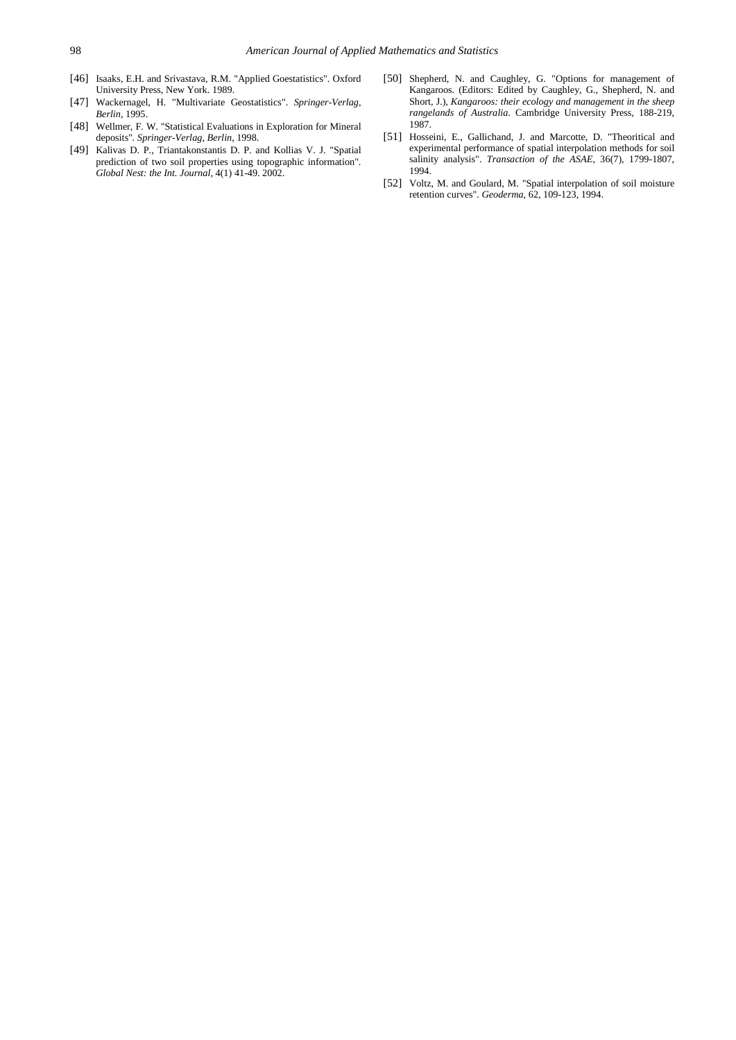[46] Isaaks, E.H. and Srivastava, R.M. "Applied Goestatistics". Oxford University Press, New York. 1989.

[47] Wackernagel, H. "Multivariate Geostatistics". *Springer-Verlag, Berlin*, 1995.

[48] Wellmer, F. W. "Statistical Evaluations in Exploration for Mineral deposits". *Springer-Verlag, Berlin*, 1998.

[49] Kalivas D. P., Triantakonstantis D. P. and Kollias V. J. "Spatial prediction of two soil properties using topographic information". *Global Nest: the Int. Journal*, 4(1) 41-49. 2002.

[50] Shepherd, N. and Caughley, G. "Options for management of Kangaroos. (Editors: Edited by Caughley, G., Shepherd, N. and Short, J.), *Kangaroos: their ecology and management in the sheep rangelands of Australia*. Cambridge University Press, 188-219, 1987.

[51] Hosseini, E., Gallichand, J. and Marcotte, D. "Theoritical and experimental performance of spatial interpolation methods for soil salinity analysis". *Transaction of the ASAE*, 36(7), 1799-1807, 1994.

[52] Voltz, M. and Goulard, M. "Spatial interpolation of soil moisture retention curves". *Geoderma*, 62, 109-123, 1994.